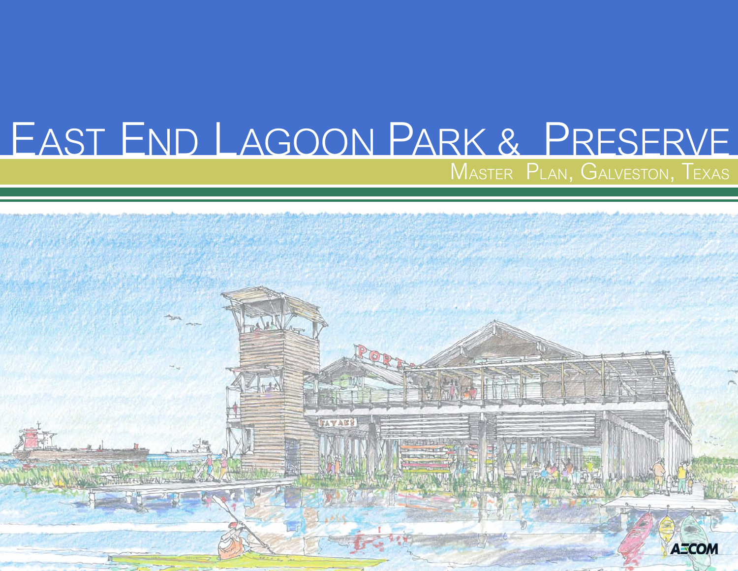# East End Lagoon Park & Preserve

## Master Plan, Galveston, Texas

AECOM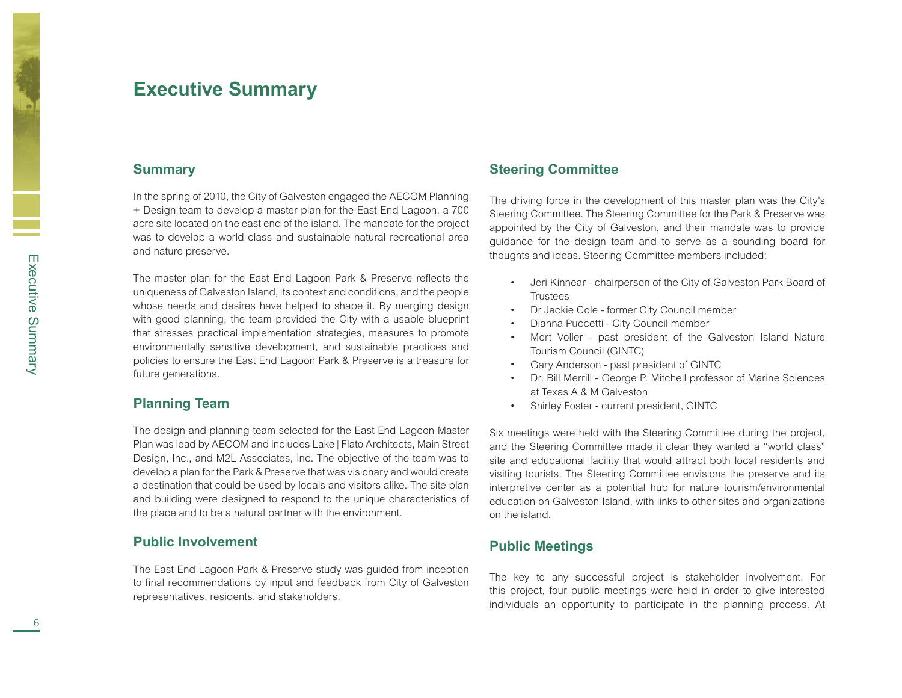# Executive Summary

## Summary

In the spring of 2010, the City of Galveston engaged the AECOM Planning + Design team to develop a master plan for the East End Lagoon, a 700 acre site located on the east end of the island. The mandate for the project was to develop a world-class and sustainable natural recreational area and nature preserve.

The master plan for the East End Lagoon Park & Preserve reflects the uniqueness of Galveston Island, its context and conditions, and the people whose needs and desires have helped to shape it. By merging design with good planning, the team provided the City with a usable blueprint that stresses practical implementation strategies, measures to promote environmentally sensitive development, and sustainable practices and policies to ensure the East End Lagoon Park & Preserve is a treasure for future generations.

## Planning Team

The design and planning team selected for the East End Lagoon Master Plan was lead by AECOM and includes Lake | Flato Architects, Main Street Design, Inc., and M2L Associates, Inc. The objective of the team was to develop a plan for the Park & Preserve that was visionary and would create a destination that could be used by locals and visitors alike. The site plan and building were designed to respond to the unique characteristics of the place and to be a natural partner with the environment.

## Public Involvement

The East End Lagoon Park & Preserve study was guided from inception to final recommendations by input and feedback from City of Galveston representatives, residents, and stakeholders.

## Steering Committee

The driving force in the development of this master plan was the City's Steering Committee. The Steering Committee for the Park & Preserve was appointed by the City of Galveston, and their mandate was to provide guidance for the design team and to serve as a sounding board for thoughts and ideas. Steering Committee members included:

- Jeri Kinnear - chairperson of the City of Galveston Park Board of Trustees
- Dr Jackie Cole - former City Council member
- Dianna Puccetti - City Council member
- Mort Voller - past president of the Galveston Island Nature Tourism Council (GINTC)
- Gary Anderson - past president of GINTC
- Dr. Bill Merrill - George P. Mitchell professor of Marine Sciences at Texas A & M Galveston
- Shirley Foster - current president, GINTC

Six meetings were held with the Steering Committee during the project, and the Steering Committee made it clear they wanted a "world class" site and educational facility that would attract both local residents and visiting tourists. The Steering Committee envisions the preserve and its interpretive center as a potential hub for nature tourism/environmental education on Galveston Island, with links to other sites and organizations on the island.

## Public Meetings

The key to any successful project is stakeholder involvement. For this project, four public meetings were held in order to give interested individuals an opportunity to participate in the planning process. At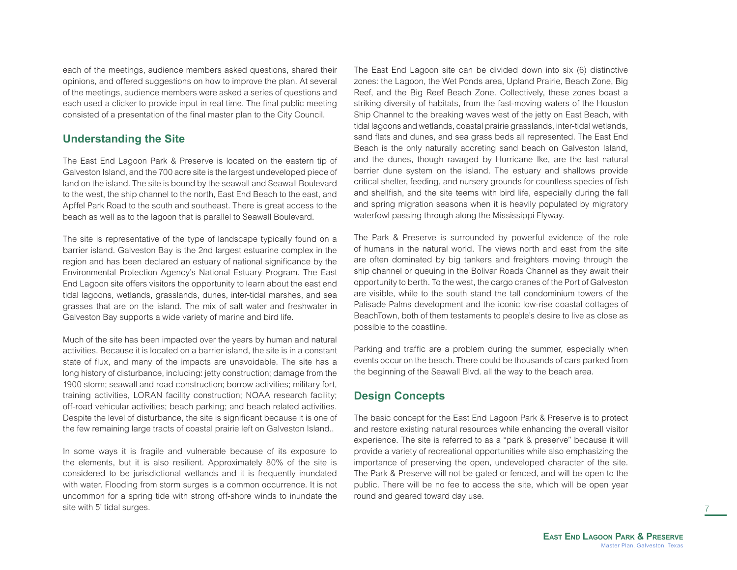each of the meetings, audience members asked questions, shared their opinions, and offered suggestions on how to improve the plan. At several of the meetings, audience members were asked a series of questions and each used a clicker to provide input in real time. The final public meeting consisted of a presentation of the final master plan to the City Council.

## Understanding the Site

The East End Lagoon Park & Preserve is located on the eastern tip of Galveston Island, and the 700 acre site is the largest undeveloped piece of land on the island. The site is bound by the seawall and Seawall Boulevard to the west, the ship channel to the north, East End Beach to the east, and Apffel Park Road to the south and southeast. There is great access to the beach as well as to the lagoon that is parallel to Seawall Boulevard.

The site is representative of the type of landscape typically found on a barrier island. Galveston Bay is the 2nd largest estuarine complex in the region and has been declared an estuary of national significance by the Environmental Protection Agency's National Estuary Program. The East End Lagoon site offers visitors the opportunity to learn about the east end tidal lagoons, wetlands, grasslands, dunes, inter-tidal marshes, and sea grasses that are on the island. The mix of salt water and freshwater in Galveston Bay supports a wide variety of marine and bird life.

Much of the site has been impacted over the years by human and natural activities. Because it is located on a barrier island, the site is in a constant state of flux, and many of the impacts are unavoidable. The site has a long history of disturbance, including: jetty construction; damage from the 1900 storm; seawall and road construction; borrow activities; military fort, training activities, LORAN facility construction; NOAA research facility; off-road vehicular activities; beach parking; and beach related activities. Despite the level of disturbance, the site is significant because it is one of the few remaining large tracts of coastal prairie left on Galveston Island..

In some ways it is fragile and vulnerable because of its exposure to the elements, but it is also resilient. Approximately 80% of the site is considered to be jurisdictional wetlands and it is frequently inundated with water. Flooding from storm surges is a common occurrence. It is not uncommon for a spring tide with strong off-shore winds to inundate the site with 5' tidal surges.

The East End Lagoon site can be divided down into six (6) distinctive zones: the Lagoon, the Wet Ponds area, Upland Prairie, Beach Zone, Big Reef, and the Big Reef Beach Zone. Collectively, these zones boast a striking diversity of habitats, from the fast-moving waters of the Houston Ship Channel to the breaking waves west of the jetty on East Beach, with tidal lagoons and wetlands, coastal prairie grasslands, inter-tidal wetlands, sand flats and dunes, and sea grass beds all represented. The East End Beach is the only naturally accreting sand beach on Galveston Island, and the dunes, though ravaged by Hurricane Ike, are the last natural barrier dune system on the island. The estuary and shallows provide critical shelter, feeding, and nursery grounds for countless species of fish and shellfish, and the site teems with bird life, especially during the fall and spring migration seasons when it is heavily populated by migratory waterfowl passing through along the Mississippi Flyway.

The Park & Preserve is surrounded by powerful evidence of the role of humans in the natural world. The views north and east from the site are often dominated by big tankers and freighters moving through the ship channel or queuing in the Bolivar Roads Channel as they await their opportunity to berth. To the west, the cargo cranes of the Port of Galveston are visible, while to the south stand the tall condominium towers of the Palisade Palms development and the iconic low-rise coastal cottages of BeachTown, both of them testaments to people's desire to live as close as possible to the coastline.

Parking and traffic are a problem during the summer, especially when events occur on the beach. There could be thousands of cars parked from the beginning of the Seawall Blvd. all the way to the beach area.

## Design Concepts

The basic concept for the East End Lagoon Park & Preserve is to protect and restore existing natural resources while enhancing the overall visitor experience. The site is referred to as a "park & preserve" because it will provide a variety of recreational opportunities while also emphasizing the importance of preserving the open, undeveloped character of the site. The Park & Preserve will not be gated or fenced, and will be open to the public. There will be no fee to access the site, which will be open year round and geared toward day use.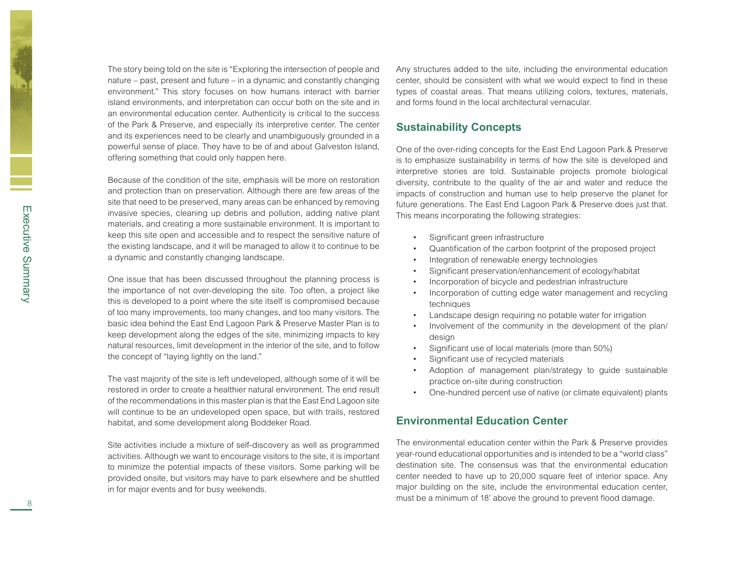The story being told on the site is "Exploring the intersection of people and nature – past, present and future – in a dynamic and constantly changing environment." This story focuses on how humans interact with barrier island environments, and interpretation can occur both on the site and in an environmental education center. Authenticity is critical to the success of the Park & Preserve, and especially its interpretive center. The center and its experiences need to be clearly and unambiguously grounded in a powerful sense of place. They have to be of and about Galveston Island, offering something that could only happen here.

Because of the condition of the site, emphasis will be more on restoration and protection than on preservation. Although there are few areas of the site that need to be preserved, many areas can be enhanced by removing invasive species, cleaning up debris and pollution, adding native plant materials, and creating a more sustainable environment. It is important to keep this site open and accessible and to respect the sensitive nature of the existing landscape, and it will be managed to allow it to continue to be a dynamic and constantly changing landscape.

One issue that has been discussed throughout the planning process is the importance of not over-developing the site. Too often, a project like this is developed to a point where the site itself is compromised because of too many improvements, too many changes, and too many visitors. The basic idea behind the East End Lagoon Park & Preserve Master Plan is to keep development along the edges of the site, minimizing impacts to key natural resources, limit development in the interior of the site, and to follow the concept of "laying lightly on the land."

The vast majority of the site is left undeveloped, although some of it will be restored in order to create a healthier natural environment. The end result of the recommendations in this master plan is that the East End Lagoon site will continue to be an undeveloped open space, but with trails, restored habitat, and some development along Boddeker Road.

Site activities include a mixture of self-discovery as well as programmed activities. Although we want to encourage visitors to the site, it is important to minimize the potential impacts of these visitors. Some parking will be provided onsite, but visitors may have to park elsewhere and be shuttled in for major events and for busy weekends.

Any structures added to the site, including the environmental education center, should be consistent with what we would expect to find in these types of coastal areas. That means utilizing colors, textures, materials, and forms found in the local architectural vernacular.

## Sustainability Concepts

One of the over-riding concepts for the East End Lagoon Park & Preserve is to emphasize sustainability in terms of how the site is developed and interpretive stories are told. Sustainable projects promote biological diversity, contribute to the quality of the air and water and reduce the impacts of construction and human use to help preserve the planet for future generations. The East End Lagoon Park & Preserve does just that. This means incorporating the following strategies:

- Significant green infrastructure
- Quantification of the carbon footprint of the proposed project
- Integration of renewable energy technologies
- Significant preservation/enhancement of ecology/habitat
- Incorporation of bicycle and pedestrian infrastructure
- Incorporation of cutting edge water management and recycling techniques
- Landscape design requiring no potable water for irrigation
- Involvement of the community in the development of the plan/design
- Significant use of local materials (more than 50%)
- Significant use of recycled materials
- Adoption of management plan/strategy to guide sustainable practice on-site during construction
- One-hundred percent use of native (or climate equivalent) plants

## Environmental Education Center

The environmental education center within the Park & Preserve provides year-round educational opportunities and is intended to be a "world class" destination site. The consensus was that the environmental education center needed to have up to 20,000 square feet of interior space. Any major building on the site, include the environmental education center, must be a minimum of 18' above the ground to prevent flood damage.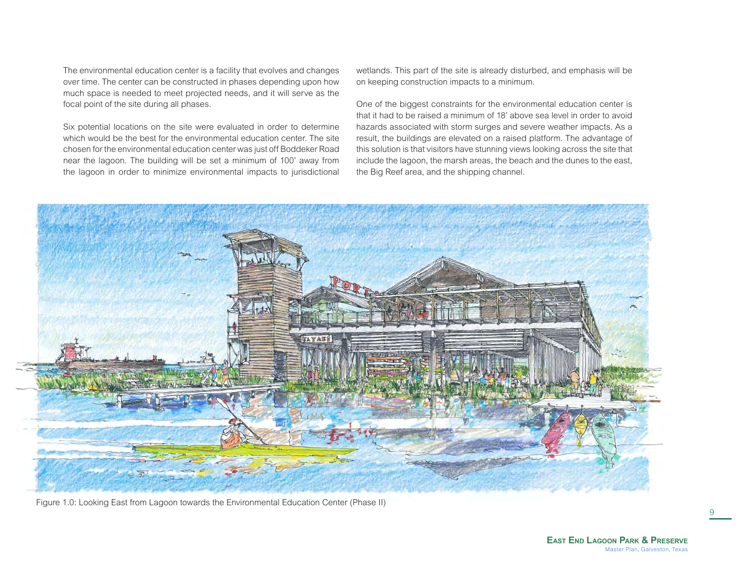The environmental education center is a facility that evolves and changes over time. The center can be constructed in phases depending upon how much space is needed to meet projected needs, and it will serve as the focal point of the site during all phases.

Six potential locations on the site were evaluated in order to determine which would be the best for the environmental education center. The site chosen for the environmental education center was just off Boddeker Road near the lagoon. The building will be set a minimum of 100' away from the lagoon in order to minimize environmental impacts to jurisdictional wetlands. This part of the site is already disturbed, and emphasis will be on keeping construction impacts to a minimum.

One of the biggest constraints for the environmental education center is that it had to be raised a minimum of 18' above sea level in order to avoid hazards associated with storm surges and severe weather impacts. As a result, the buildings are elevated on a raised platform. The advantage of this solution is that visitors have stunning views looking across the site that include the lagoon, the marsh areas, the beach and the dunes to the east, the Big Reef area, and the shipping channel.

Figure 1.0: Looking East from Lagoon towards the Environmental Education Center (Phase II)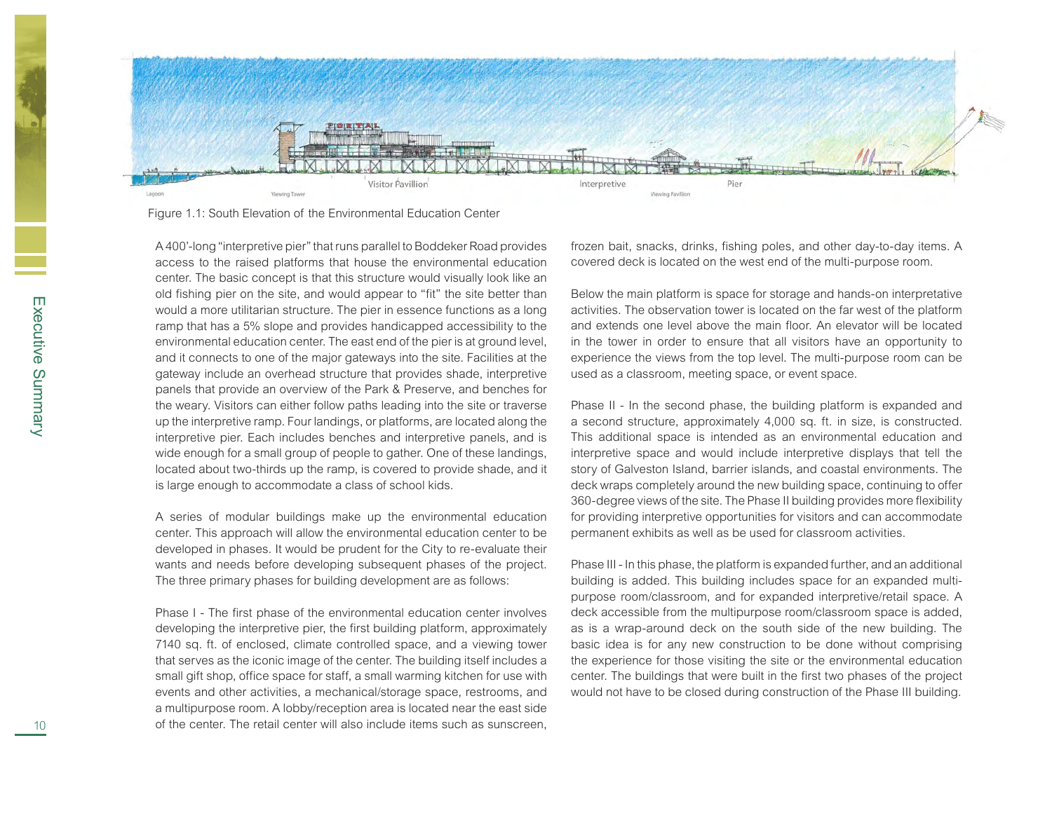Figure 1.1: South Elevation of the Environmental Education Center

A 400'-long "interpretive pier" that runs parallel to Boddeker Road provides access to the raised platforms that house the environmental education center. The basic concept is that this structure would visually look like an old fishing pier on the site, and would appear to "fit" the site better than would a more utilitarian structure. The pier in essence functions as a long ramp that has a 5% slope and provides handicapped accessibility to the environmental education center. The east end of the pier is at ground level, and it connects to one of the major gateways into the site. Facilities at the gateway include an overhead structure that provides shade, interpretive panels that provide an overview of the Park & Preserve, and benches for the weary. Visitors can either follow paths leading into the site or traverse up the interpretive ramp. Four landings, or platforms, are located along the interpretive pier. Each includes benches and interpretive panels, and is wide enough for a small group of people to gather. One of these landings, located about two-thirds up the ramp, is covered to provide shade, and it is large enough to accommodate a class of school kids.

A series of modular buildings make up the environmental education center. This approach will allow the environmental education center to be developed in phases. It would be prudent for the City to re-evaluate their wants and needs before developing subsequent phases of the project. The three primary phases for building development are as follows:

Phase I - The first phase of the environmental education center involves developing the interpretive pier, the first building platform, approximately 7140 sq. ft. of enclosed, climate controlled space, and a viewing tower that serves as the iconic image of the center. The building itself includes a small gift shop, office space for staff, a small warming kitchen for use with events and other activities, a mechanical/storage space, restrooms, and a multipurpose room. A lobby/reception area is located near the east side of the center. The retail center will also include items such as sunscreen, frozen bait, snacks, drinks, fishing poles, and other day-to-day items. A covered deck is located on the west end of the multi-purpose room.

Below the main platform is space for storage and hands-on interpretative activities. The observation tower is located on the far west of the platform and extends one level above the main floor. An elevator will be located in the tower in order to ensure that all visitors have an opportunity to experience the views from the top level. The multi-purpose room can be used as a classroom, meeting space, or event space.

Phase II - In the second phase, the building platform is expanded and a second structure, approximately 4,000 sq. ft. in size, is constructed. This additional space is intended as an environmental education and interpretive space and would include interpretive displays that tell the story of Galveston Island, barrier islands, and coastal environments. The deck wraps completely around the new building space, continuing to offer 360-degree views of the site. The Phase II building provides more flexibility for providing interpretive opportunities for visitors and can accommodate permanent exhibits as well as be used for classroom activities.

Phase III - In this phase, the platform is expanded further, and an additional building is added. This building includes space for an expanded multi-purpose room/classroom, and for expanded interpretive/retail space. A deck accessible from the multipurpose room/classroom space is added, as is a wrap-around deck on the south side of the new building. The basic idea is for any new construction to be done without comprising the experience for those visiting the site or the environmental education center. The buildings that were built in the first two phases of the project would not have to be closed during construction of the Phase III building.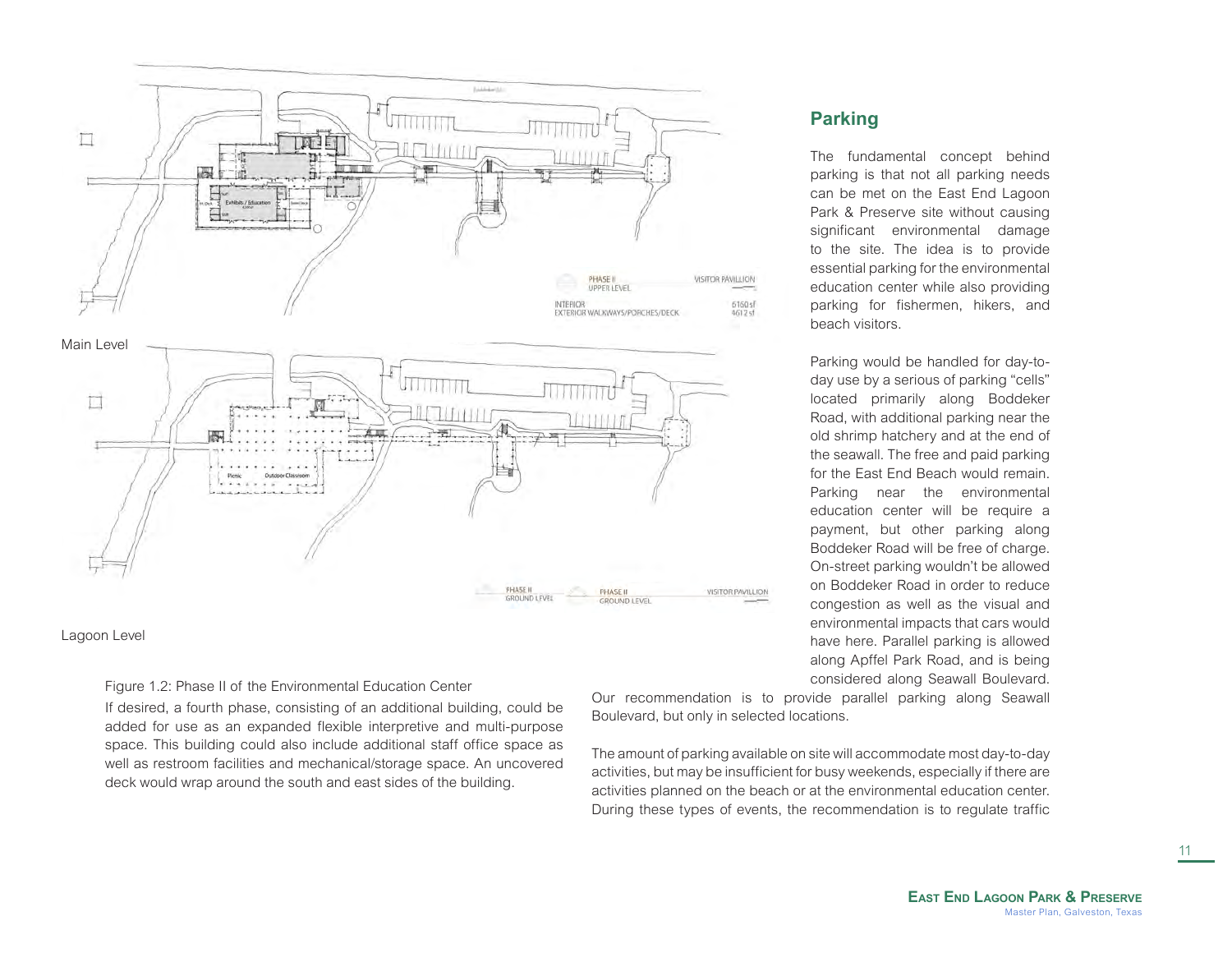Main Level

Lagoon Level

Figure 1.2: Phase II of the Environmental Education Center

If desired, a fourth phase, consisting of an additional building, could be added for use as an expanded flexible interpretive and multi-purpose space. This building could also include additional staff office space as well as restroom facilities and mechanical/storage space. An uncovered deck would wrap around the south and east sides of the building.

## Parking

The fundamental concept behind parking is that not all parking needs can be met on the East End Lagoon Park & Preserve site without causing significant environmental damage to the site. The idea is to provide essential parking for the environmental education center while also providing parking for fishermen, hikers, and beach visitors.

Parking would be handled for day-to-day use by a serious of parking "cells" located primarily along Boddeker Road, with additional parking near the old shrimp hatchery and at the end of the seawall. The free and paid parking for the East End Beach would remain. Parking near the environmental education center will be require a payment, but other parking along Boddeker Road will be free of charge. On-street parking wouldn't be allowed on Boddeker Road in order to reduce congestion as well as the visual and environmental impacts that cars would have here. Parallel parking is allowed along Apffel Park Road, and is being considered along Seawall Boulevard. Our recommendation is to provide parallel parking along Seawall Boulevard, but only in selected locations.

The amount of parking available on site will accommodate most day-to-day activities, but may be insufficient for busy weekends, especially if there are activities planned on the beach or at the environmental education center. During these types of events, the recommendation is to regulate traffic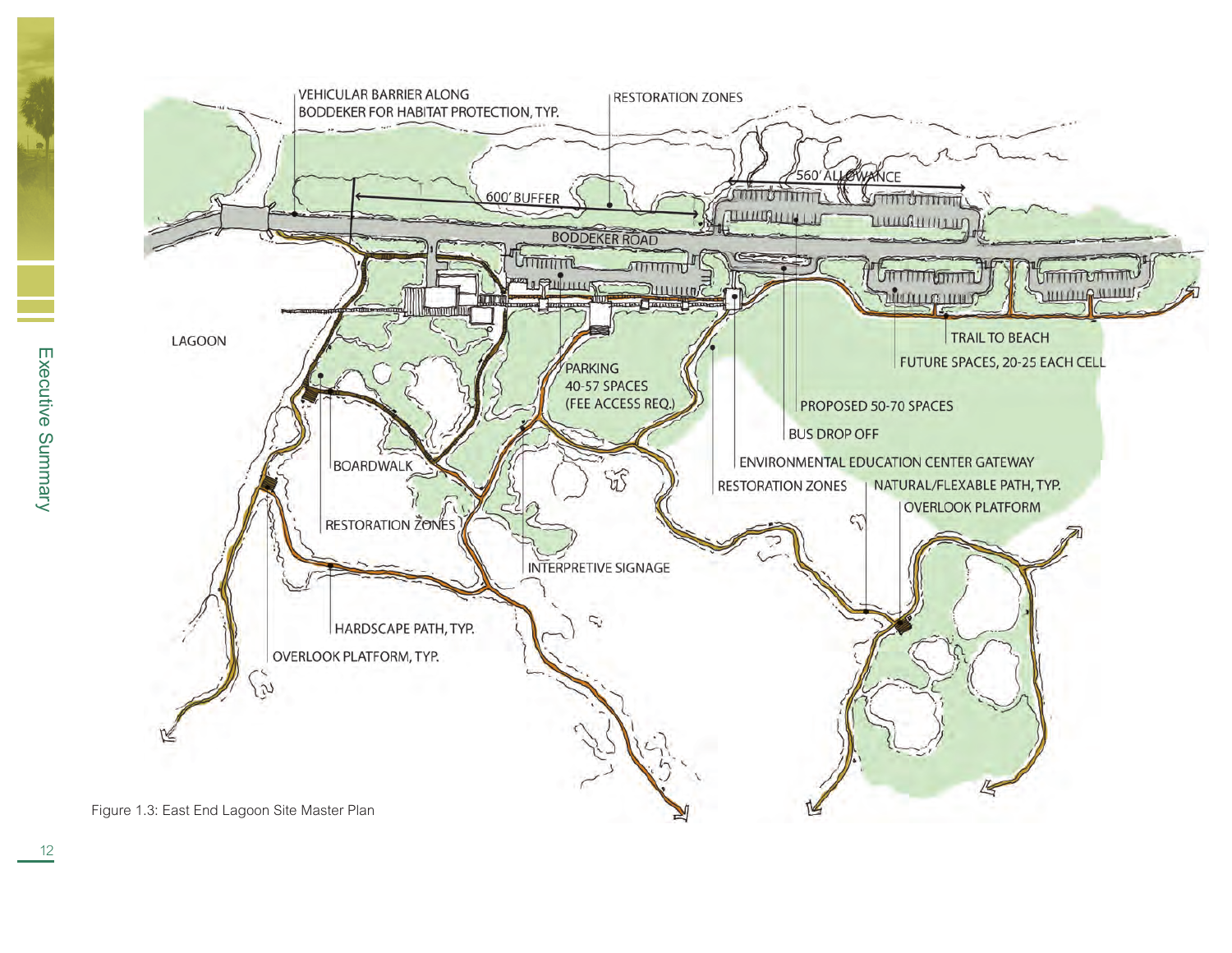VEHICULAR BARRIER ALONG BODDEKER FOR HABITAT PROTECTION, TYP.

RESTORATION ZONES

560' ALLOWANCE

600' BUFFER

BODDEKER ROAD

LAGOON

PARKING 40-57 SPACES (FEE ACCESS REQ.)

TRAIL TO BEACH

FUTURE SPACES, 20-25 EACH CELL

PROPOSED 50-70 SPACES

BUS DROP OFF

ENVIRONMENTAL EDUCATION CENTER GATEWAY

BOARDWALK

RESTORATION ZONES

NATURAL/FLEXABLE PATH, TYP.

OVERLOOK PLATFORM

RESTORATION ZONES

INTERPRETIVE SIGNAGE

HARDSCAPE PATH, TYP.

OVERLOOK PLATFORM, TYP.

Figure 1.3: East End Lagoon Site Master Plan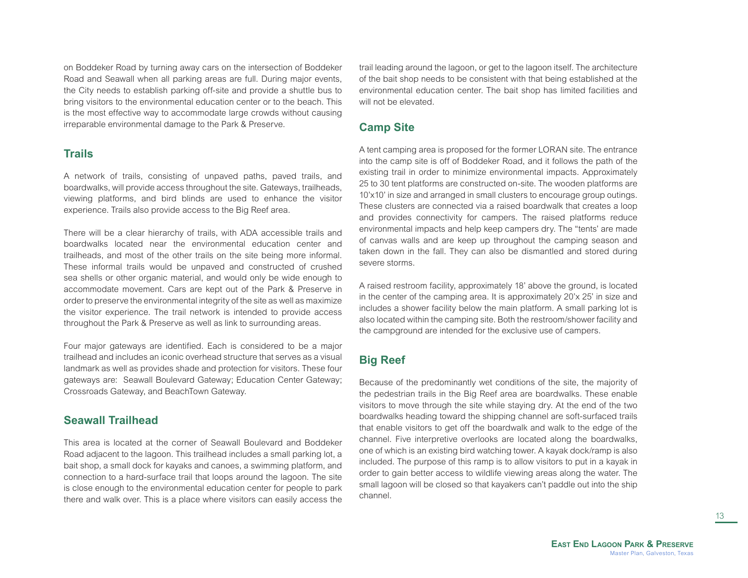on Boddeker Road by turning away cars on the intersection of Boddeker Road and Seawall when all parking areas are full. During major events, the City needs to establish parking off-site and provide a shuttle bus to bring visitors to the environmental education center or to the beach. This is the most effective way to accommodate large crowds without causing irreparable environmental damage to the Park & Preserve.

## Trails

A network of trails, consisting of unpaved paths, paved trails, and boardwalks, will provide access throughout the site. Gateways, trailheads, viewing platforms, and bird blinds are used to enhance the visitor experience. Trails also provide access to the Big Reef area.

There will be a clear hierarchy of trails, with ADA accessible trails and boardwalks located near the environmental education center and trailheads, and most of the other trails on the site being more informal. These informal trails would be unpaved and constructed of crushed sea shells or other organic material, and would only be wide enough to accommodate movement. Cars are kept out of the Park & Preserve in order to preserve the environmental integrity of the site as well as maximize the visitor experience. The trail network is intended to provide access throughout the Park & Preserve as well as link to surrounding areas.

Four major gateways are identified. Each is considered to be a major trailhead and includes an iconic overhead structure that serves as a visual landmark as well as provides shade and protection for visitors. These four gateways are: Seawall Boulevard Gateway; Education Center Gateway; Crossroads Gateway, and BeachTown Gateway.

## Seawall Trailhead

This area is located at the corner of Seawall Boulevard and Boddeker Road adjacent to the lagoon. This trailhead includes a small parking lot, a bait shop, a small dock for kayaks and canoes, a swimming platform, and connection to a hard-surface trail that loops around the lagoon. The site is close enough to the environmental education center for people to park there and walk over. This is a place where visitors can easily access the trail leading around the lagoon, or get to the lagoon itself. The architecture of the bait shop needs to be consistent with that being established at the environmental education center. The bait shop has limited facilities and will not be elevated.

## Camp Site

A tent camping area is proposed for the former LORAN site. The entrance into the camp site is off of Boddeker Road, and it follows the path of the existing trail in order to minimize environmental impacts. Approximately 25 to 30 tent platforms are constructed on-site. The wooden platforms are 10'x10' in size and arranged in small clusters to encourage group outings. These clusters are connected via a raised boardwalk that creates a loop and provides connectivity for campers. The raised platforms reduce environmental impacts and help keep campers dry. The "tents' are made of canvas walls and are keep up throughout the camping season and taken down in the fall. They can also be dismantled and stored during severe storms.

A raised restroom facility, approximately 18' above the ground, is located in the center of the camping area. It is approximately 20'x 25' in size and includes a shower facility below the main platform. A small parking lot is also located within the camping site. Both the restroom/shower facility and the campground are intended for the exclusive use of campers.

## Big Reef

Because of the predominantly wet conditions of the site, the majority of the pedestrian trails in the Big Reef area are boardwalks. These enable visitors to move through the site while staying dry. At the end of the two boardwalks heading toward the shipping channel are soft-surfaced trails that enable visitors to get off the boardwalk and walk to the edge of the channel. Five interpretive overlooks are located along the boardwalks, one of which is an existing bird watching tower. A kayak dock/ramp is also included. The purpose of this ramp is to allow visitors to put in a kayak in order to gain better access to wildlife viewing areas along the water. The small lagoon will be closed so that kayakers can't paddle out into the ship channel.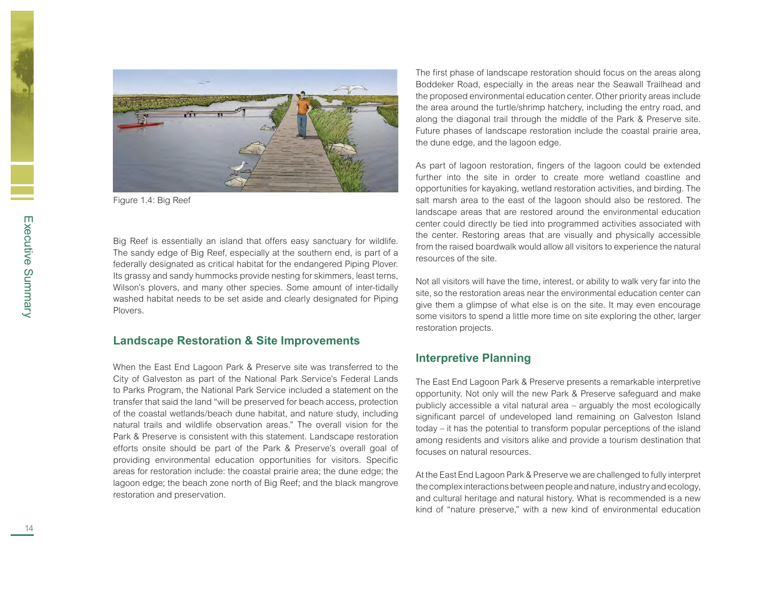Figure 1.4: Big Reef

Big Reef is essentially an island that offers easy sanctuary for wildlife. The sandy edge of Big Reef, especially at the southern end, is part of a federally designated as critical habitat for the endangered Piping Plover. Its grassy and sandy hummocks provide nesting for skimmers, least terns, Wilson's plovers, and many other species. Some amount of inter-tidally washed habitat needs to be set aside and clearly designated for Piping Plovers.

## Landscape Restoration & Site Improvements

When the East End Lagoon Park & Preserve site was transferred to the City of Galveston as part of the National Park Service's Federal Lands to Parks Program, the National Park Service included a statement on the transfer that said the land "will be preserved for beach access, protection of the coastal wetlands/beach dune habitat, and nature study, including natural trails and wildlife observation areas." The overall vision for the Park & Preserve is consistent with this statement. Landscape restoration efforts onsite should be part of the Park & Preserve's overall goal of providing environmental education opportunities for visitors. Specific areas for restoration include: the coastal prairie area; the dune edge; the lagoon edge; the beach zone north of Big Reef; and the black mangrove restoration and preservation.

The first phase of landscape restoration should focus on the areas along Boddeker Road, especially in the areas near the Seawall Trailhead and the proposed environmental education center. Other priority areas include the area around the turtle/shrimp hatchery, including the entry road, and along the diagonal trail through the middle of the Park & Preserve site. Future phases of landscape restoration include the coastal prairie area, the dune edge, and the lagoon edge.

As part of lagoon restoration, fingers of the lagoon could be extended further into the site in order to create more wetland coastline and opportunities for kayaking, wetland restoration activities, and birding. The salt marsh area to the east of the lagoon should also be restored. The landscape areas that are restored around the environmental education center could directly be tied into programmed activities associated with the center. Restoring areas that are visually and physically accessible from the raised boardwalk would allow all visitors to experience the natural resources of the site.

Not all visitors will have the time, interest, or ability to walk very far into the site, so the restoration areas near the environmental education center can give them a glimpse of what else is on the site. It may even encourage some visitors to spend a little more time on site exploring the other, larger restoration projects.

## Interpretive Planning

The East End Lagoon Park & Preserve presents a remarkable interpretive opportunity. Not only will the new Park & Preserve safeguard and make publicly accessible a vital natural area – arguably the most ecologically significant parcel of undeveloped land remaining on Galveston Island today – it has the potential to transform popular perceptions of the island among residents and visitors alike and provide a tourism destination that focuses on natural resources.

At the East End Lagoon Park & Preserve we are challenged to fully interpret the complex interactions between people and nature, industry and ecology, and cultural heritage and natural history. What is recommended is a new kind of "nature preserve," with a new kind of environmental education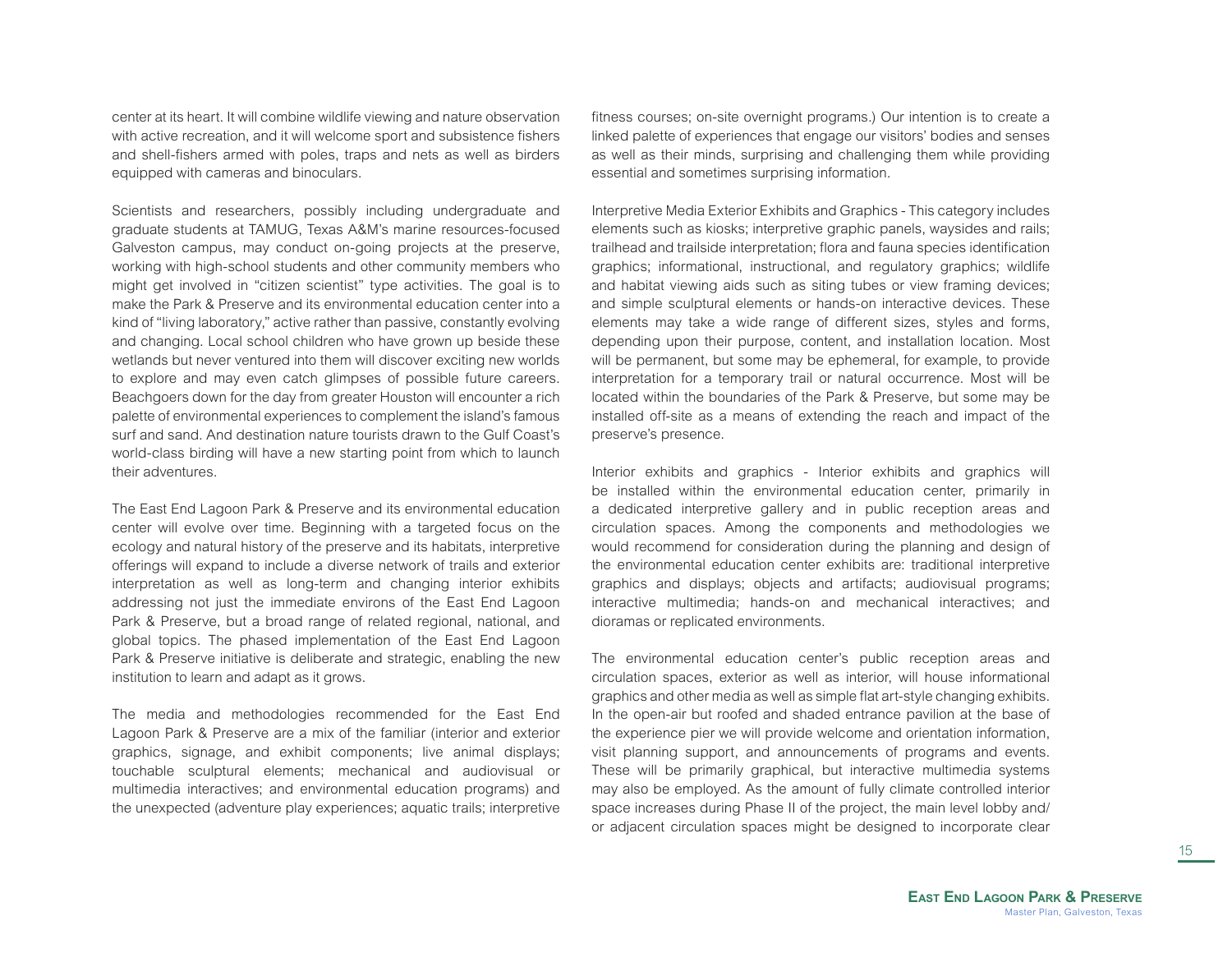center at its heart. It will combine wildlife viewing and nature observation with active recreation, and it will welcome sport and subsistence fishers and shell-fishers armed with poles, traps and nets as well as birders equipped with cameras and binoculars.

Scientists and researchers, possibly including undergraduate and graduate students at TAMUG, Texas A&M's marine resources-focused Galveston campus, may conduct on-going projects at the preserve, working with high-school students and other community members who might get involved in "citizen scientist" type activities. The goal is to make the Park & Preserve and its environmental education center into a kind of "living laboratory," active rather than passive, constantly evolving and changing. Local school children who have grown up beside these wetlands but never ventured into them will discover exciting new worlds to explore and may even catch glimpses of possible future careers. Beachgoers down for the day from greater Houston will encounter a rich palette of environmental experiences to complement the island's famous surf and sand. And destination nature tourists drawn to the Gulf Coast's world-class birding will have a new starting point from which to launch their adventures.

The East End Lagoon Park & Preserve and its environmental education center will evolve over time. Beginning with a targeted focus on the ecology and natural history of the preserve and its habitats, interpretive offerings will expand to include a diverse network of trails and exterior interpretation as well as long-term and changing interior exhibits addressing not just the immediate environs of the East End Lagoon Park & Preserve, but a broad range of related regional, national, and global topics. The phased implementation of the East End Lagoon Park & Preserve initiative is deliberate and strategic, enabling the new institution to learn and adapt as it grows.

The media and methodologies recommended for the East End Lagoon Park & Preserve are a mix of the familiar (interior and exterior graphics, signage, and exhibit components; live animal displays; touchable sculptural elements; mechanical and audiovisual or multimedia interactives; and environmental education programs) and the unexpected (adventure play experiences; aquatic trails; interpretive fitness courses; on-site overnight programs.) Our intention is to create a linked palette of experiences that engage our visitors' bodies and senses as well as their minds, surprising and challenging them while providing essential and sometimes surprising information.

Interpretive Media Exterior Exhibits and Graphics - This category includes elements such as kiosks; interpretive graphic panels, waysides and rails; trailhead and trailside interpretation; flora and fauna species identification graphics; informational, instructional, and regulatory graphics; wildlife and habitat viewing aids such as siting tubes or view framing devices; and simple sculptural elements or hands-on interactive devices. These elements may take a wide range of different sizes, styles and forms, depending upon their purpose, content, and installation location. Most will be permanent, but some may be ephemeral, for example, to provide interpretation for a temporary trail or natural occurrence. Most will be located within the boundaries of the Park & Preserve, but some may be installed off-site as a means of extending the reach and impact of the preserve's presence.

Interior exhibits and graphics - Interior exhibits and graphics will be installed within the environmental education center, primarily in a dedicated interpretive gallery and in public reception areas and circulation spaces. Among the components and methodologies we would recommend for consideration during the planning and design of the environmental education center exhibits are: traditional interpretive graphics and displays; objects and artifacts; audiovisual programs; interactive multimedia; hands-on and mechanical interactives; and dioramas or replicated environments.

The environmental education center's public reception areas and circulation spaces, exterior as well as interior, will house informational graphics and other media as well as simple flat art-style changing exhibits. In the open-air but roofed and shaded entrance pavilion at the base of the experience pier we will provide welcome and orientation information, visit planning support, and announcements of programs and events. These will be primarily graphical, but interactive multimedia systems may also be employed. As the amount of fully climate controlled interior space increases during Phase II of the project, the main level lobby and/or adjacent circulation spaces might be designed to incorporate clear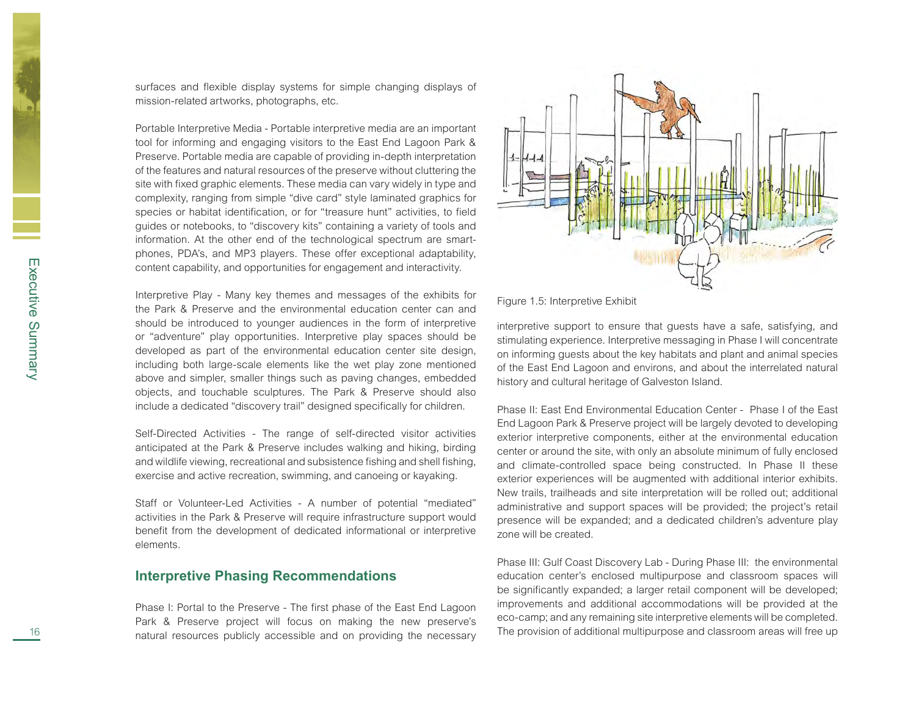surfaces and flexible display systems for simple changing displays of mission-related artworks, photographs, etc.

Portable Interpretive Media - Portable interpretive media are an important tool for informing and engaging visitors to the East End Lagoon Park & Preserve. Portable media are capable of providing in-depth interpretation of the features and natural resources of the preserve without cluttering the site with fixed graphic elements. These media can vary widely in type and complexity, ranging from simple "dive card" style laminated graphics for species or habitat identification, or for "treasure hunt" activities, to field guides or notebooks, to "discovery kits" containing a variety of tools and information. At the other end of the technological spectrum are smart-phones, PDA's, and MP3 players. These offer exceptional adaptability, content capability, and opportunities for engagement and interactivity.

Interpretive Play - Many key themes and messages of the exhibits for the Park & Preserve and the environmental education center can and should be introduced to younger audiences in the form of interpretive or "adventure" play opportunities. Interpretive play spaces should be developed as part of the environmental education center site design, including both large-scale elements like the wet play zone mentioned above and simpler, smaller things such as paving changes, embedded objects, and touchable sculptures. The Park & Preserve should also include a dedicated "discovery trail" designed specifically for children.

Self-Directed Activities - The range of self-directed visitor activities anticipated at the Park & Preserve includes walking and hiking, birding and wildlife viewing, recreational and subsistence fishing and shell fishing, exercise and active recreation, swimming, and canoeing or kayaking.

Staff or Volunteer-Led Activities - A number of potential "mediated" activities in the Park & Preserve will require infrastructure support would benefit from the development of dedicated informational or interpretive elements.

## Interpretive Phasing Recommendations

Phase I: Portal to the Preserve - The first phase of the East End Lagoon Park & Preserve project will focus on making the new preserve's natural resources publicly accessible and on providing the necessary interpretive support to ensure that guests have a safe, satisfying, and stimulating experience. Interpretive messaging in Phase I will concentrate on informing guests about the key habitats and plant and animal species of the East End Lagoon and environs, and about the interrelated natural history and cultural heritage of Galveston Island.

Figure 1.5: Interpretive Exhibit

Phase II: East End Environmental Education Center - Phase I of the East End Lagoon Park & Preserve project will be largely devoted to developing exterior interpretive components, either at the environmental education center or around the site, with only an absolute minimum of fully enclosed and climate-controlled space being constructed. In Phase II these exterior experiences will be augmented with additional interior exhibits. New trails, trailheads and site interpretation will be rolled out; additional administrative and support spaces will be provided; the project's retail presence will be expanded; and a dedicated children's adventure play zone will be created.

Phase III: Gulf Coast Discovery Lab - During Phase III: the environmental education center's enclosed multipurpose and classroom spaces will be significantly expanded; a larger retail component will be developed; improvements and additional accommodations will be provided at the eco-camp; and any remaining site interpretive elements will be completed. The provision of additional multipurpose and classroom areas will free up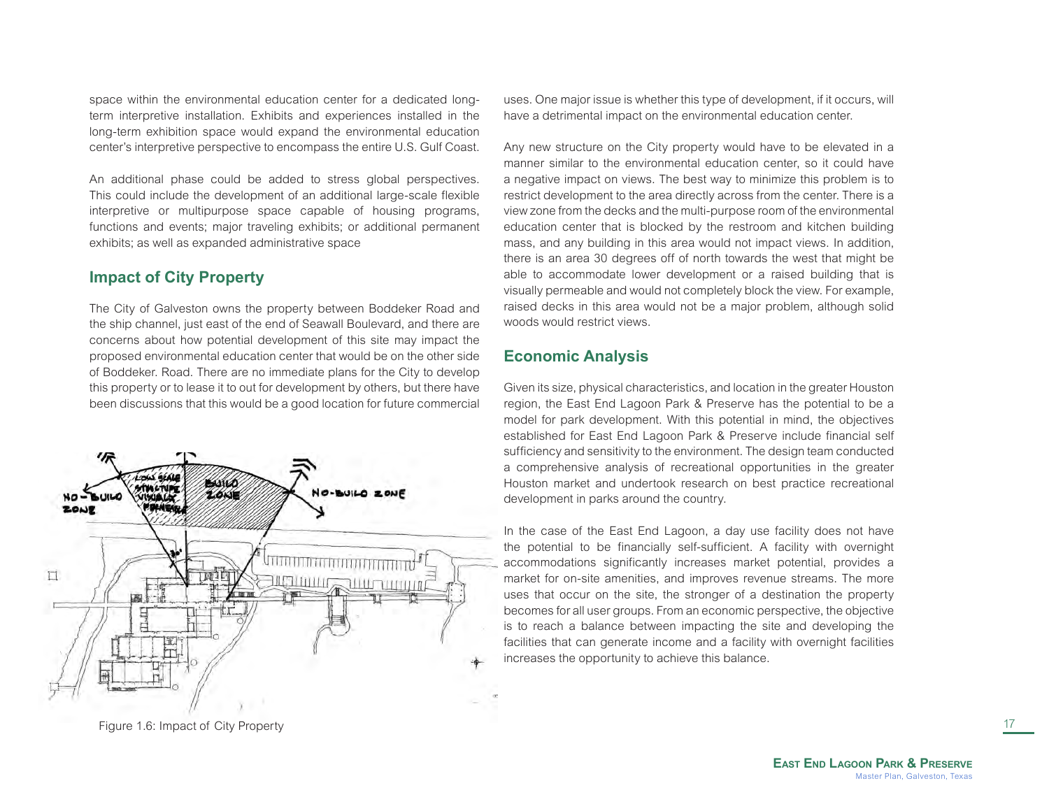space within the environmental education center for a dedicated long-term interpretive installation. Exhibits and experiences installed in the long-term exhibition space would expand the environmental education center's interpretive perspective to encompass the entire U.S. Gulf Coast.

An additional phase could be added to stress global perspectives. This could include the development of an additional large-scale flexible interpretive or multipurpose space capable of housing programs, functions and events; major traveling exhibits; or additional permanent exhibits; as well as expanded administrative space

## Impact of City Property

The City of Galveston owns the property between Boddeker Road and the ship channel, just east of the end of Seawall Boulevard, and there are concerns about how potential development of this site may impact the proposed environmental education center that would be on the other side of Boddeker. Road. There are no immediate plans for the City to develop this property or to lease it to out for development by others, but there have been discussions that this would be a good location for future commercial uses. One major issue is whether this type of development, if it occurs, will have a detrimental impact on the environmental education center.

Any new structure on the City property would have to be elevated in a manner similar to the environmental education center, so it could have a negative impact on views. The best way to minimize this problem is to restrict development to the area directly across from the center. There is a view zone from the decks and the multi-purpose room of the environmental education center that is blocked by the restroom and kitchen building mass, and any building in this area would not impact views. In addition, there is an area 30 degrees off of north towards the west that might be able to accommodate lower development or a raised building that is visually permeable and would not completely block the view. For example, raised decks in this area would not be a major problem, although solid woods would restrict views.

Figure 1.6: Impact of City Property

## Economic Analysis

Given its size, physical characteristics, and location in the greater Houston region, the East End Lagoon Park & Preserve has the potential to be a model for park development. With this potential in mind, the objectives established for East End Lagoon Park & Preserve include financial self sufficiency and sensitivity to the environment. The design team conducted a comprehensive analysis of recreational opportunities in the greater Houston market and undertook research on best practice recreational development in parks around the country.

In the case of the East End Lagoon, a day use facility does not have the potential to be financially self-sufficient. A facility with overnight accommodations significantly increases market potential, provides a market for on-site amenities, and improves revenue streams. The more uses that occur on the site, the stronger of a destination the property becomes for all user groups. From an economic perspective, the objective is to reach a balance between impacting the site and developing the facilities that can generate income and a facility with overnight facilities increases the opportunity to achieve this balance.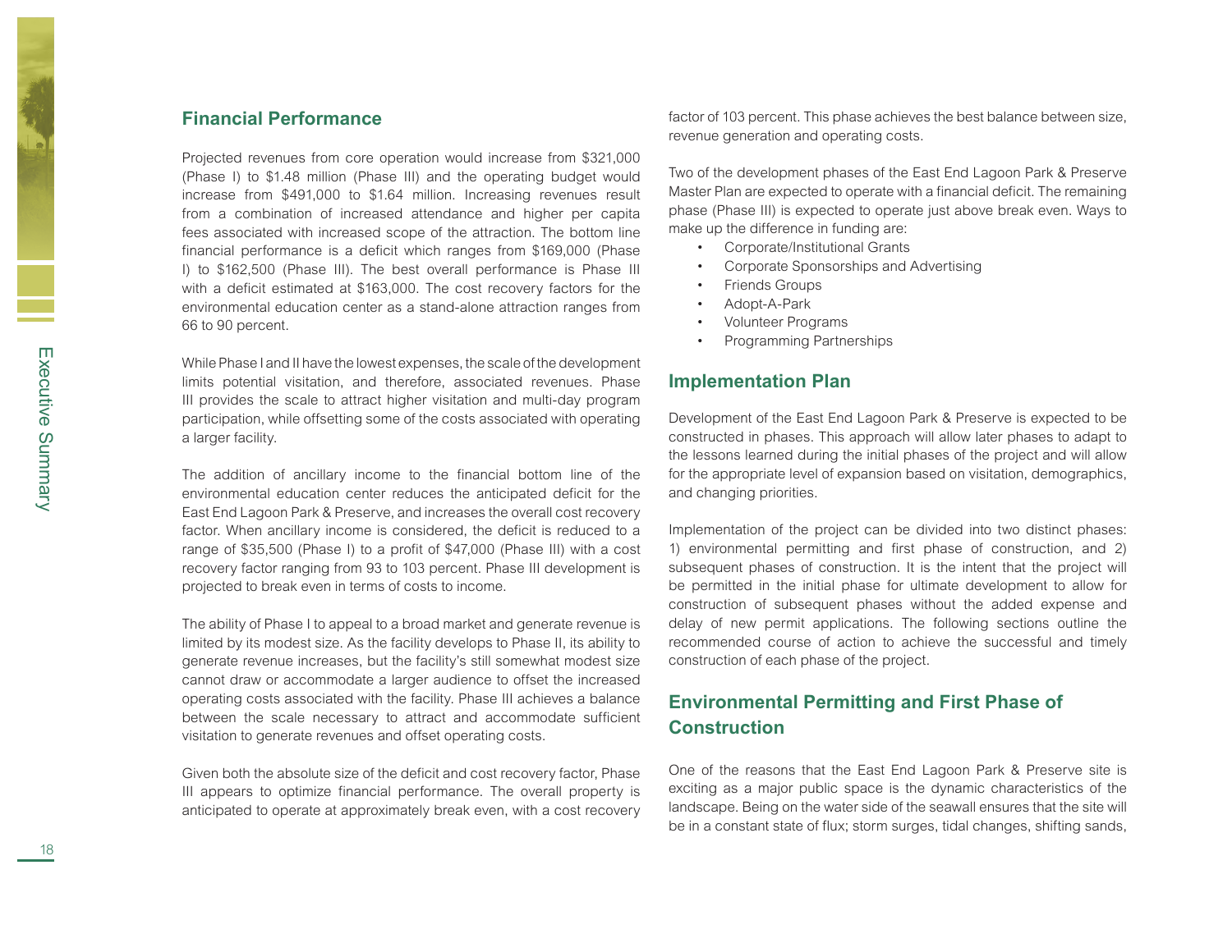## Financial Performance

Projected revenues from core operation would increase from $321,000 (Phase I) to $1.48 million (Phase III) and the operating budget would increase from $491,000 to $1.64 million. Increasing revenues result from a combination of increased attendance and higher per capita fees associated with increased scope of the attraction. The bottom line financial performance is a deficit which ranges from $169,000 (Phase I) to $162,500 (Phase III). The best overall performance is Phase III with a deficit estimated at $163,000. The cost recovery factors for the environmental education center as a stand-alone attraction ranges from 66 to 90 percent.

While Phase I and II have the lowest expenses, the scale of the development limits potential visitation, and therefore, associated revenues. Phase III provides the scale to attract higher visitation and multi-day program participation, while offsetting some of the costs associated with operating a larger facility.

The addition of ancillary income to the financial bottom line of the environmental education center reduces the anticipated deficit for the East End Lagoon Park & Preserve, and increases the overall cost recovery factor. When ancillary income is considered, the deficit is reduced to a range of $35,500 (Phase I) to a profit of $47,000 (Phase III) with a cost recovery factor ranging from 93 to 103 percent. Phase III development is projected to break even in terms of costs to income.

The ability of Phase I to appeal to a broad market and generate revenue is limited by its modest size. As the facility develops to Phase II, its ability to generate revenue increases, but the facility's still somewhat modest size cannot draw or accommodate a larger audience to offset the increased operating costs associated with the facility. Phase III achieves a balance between the scale necessary to attract and accommodate sufficient visitation to generate revenues and offset operating costs.

Given both the absolute size of the deficit and cost recovery factor, Phase III appears to optimize financial performance. The overall property is anticipated to operate at approximately break even, with a cost recovery factor of 103 percent. This phase achieves the best balance between size, revenue generation and operating costs.

Two of the development phases of the East End Lagoon Park & Preserve Master Plan are expected to operate with a financial deficit. The remaining phase (Phase III) is expected to operate just above break even. Ways to make up the difference in funding are:

- Corporate/Institutional Grants
- Corporate Sponsorships and Advertising
- Friends Groups
- Adopt-A-Park
- Volunteer Programs
- Programming Partnerships

## Implementation Plan

Development of the East End Lagoon Park & Preserve is expected to be constructed in phases. This approach will allow later phases to adapt to the lessons learned during the initial phases of the project and will allow for the appropriate level of expansion based on visitation, demographics, and changing priorities.

Implementation of the project can be divided into two distinct phases: 1) environmental permitting and first phase of construction, and 2) subsequent phases of construction. It is the intent that the project will be permitted in the initial phase for ultimate development to allow for construction of subsequent phases without the added expense and delay of new permit applications. The following sections outline the recommended course of action to achieve the successful and timely construction of each phase of the project.

## Environmental Permitting and First Phase of Construction

One of the reasons that the East End Lagoon Park & Preserve site is exciting as a major public space is the dynamic characteristics of the landscape. Being on the water side of the seawall ensures that the site will be in a constant state of flux; storm surges, tidal changes, shifting sands,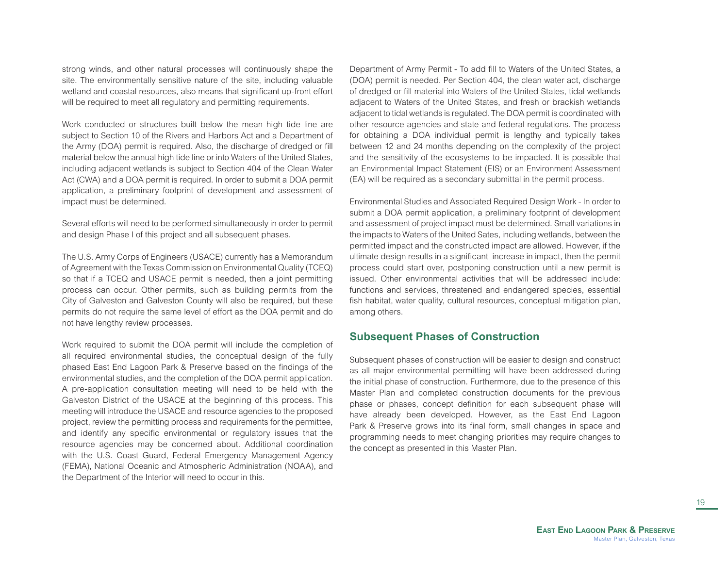strong winds, and other natural processes will continuously shape the site. The environmentally sensitive nature of the site, including valuable wetland and coastal resources, also means that significant up-front effort will be required to meet all regulatory and permitting requirements.

Work conducted or structures built below the mean high tide line are subject to Section 10 of the Rivers and Harbors Act and a Department of the Army (DOA) permit is required. Also, the discharge of dredged or fill material below the annual high tide line or into Waters of the United States, including adjacent wetlands is subject to Section 404 of the Clean Water Act (CWA) and a DOA permit is required. In order to submit a DOA permit application, a preliminary footprint of development and assessment of impact must be determined.

Several efforts will need to be performed simultaneously in order to permit and design Phase I of this project and all subsequent phases.

The U.S. Army Corps of Engineers (USACE) currently has a Memorandum of Agreement with the Texas Commission on Environmental Quality (TCEQ) so that if a TCEQ and USACE permit is needed, then a joint permitting process can occur. Other permits, such as building permits from the City of Galveston and Galveston County will also be required, but these permits do not require the same level of effort as the DOA permit and do not have lengthy review processes.

Work required to submit the DOA permit will include the completion of all required environmental studies, the conceptual design of the fully phased East End Lagoon Park & Preserve based on the findings of the environmental studies, and the completion of the DOA permit application. A pre-application consultation meeting will need to be held with the Galveston District of the USACE at the beginning of this process. This meeting will introduce the USACE and resource agencies to the proposed project, review the permitting process and requirements for the permittee, and identify any specific environmental or regulatory issues that the resource agencies may be concerned about. Additional coordination with the U.S. Coast Guard, Federal Emergency Management Agency (FEMA), National Oceanic and Atmospheric Administration (NOAA), and the Department of the Interior will need to occur in this.

Department of Army Permit - To add fill to Waters of the United States, a (DOA) permit is needed. Per Section 404, the clean water act, discharge of dredged or fill material into Waters of the United States, tidal wetlands adjacent to Waters of the United States, and fresh or brackish wetlands adjacent to tidal wetlands is regulated. The DOA permit is coordinated with other resource agencies and state and federal regulations. The process for obtaining a DOA individual permit is lengthy and typically takes between 12 and 24 months depending on the complexity of the project and the sensitivity of the ecosystems to be impacted. It is possible that an Environmental Impact Statement (EIS) or an Environment Assessment (EA) will be required as a secondary submittal in the permit process.

Environmental Studies and Associated Required Design Work - In order to submit a DOA permit application, a preliminary footprint of development and assessment of project impact must be determined. Small variations in the impacts to Waters of the United Sates, including wetlands, between the permitted impact and the constructed impact are allowed. However, if the ultimate design results in a significant increase in impact, then the permit process could start over, postponing construction until a new permit is issued. Other environmental activities that will be addressed include: functions and services, threatened and endangered species, essential fish habitat, water quality, cultural resources, conceptual mitigation plan, among others.

## Subsequent Phases of Construction

Subsequent phases of construction will be easier to design and construct as all major environmental permitting will have been addressed during the initial phase of construction. Furthermore, due to the presence of this Master Plan and completed construction documents for the previous phase or phases, concept definition for each subsequent phase will have already been developed. However, as the East End Lagoon Park & Preserve grows into its final form, small changes in space and programming needs to meet changing priorities may require changes to the concept as presented in this Master Plan.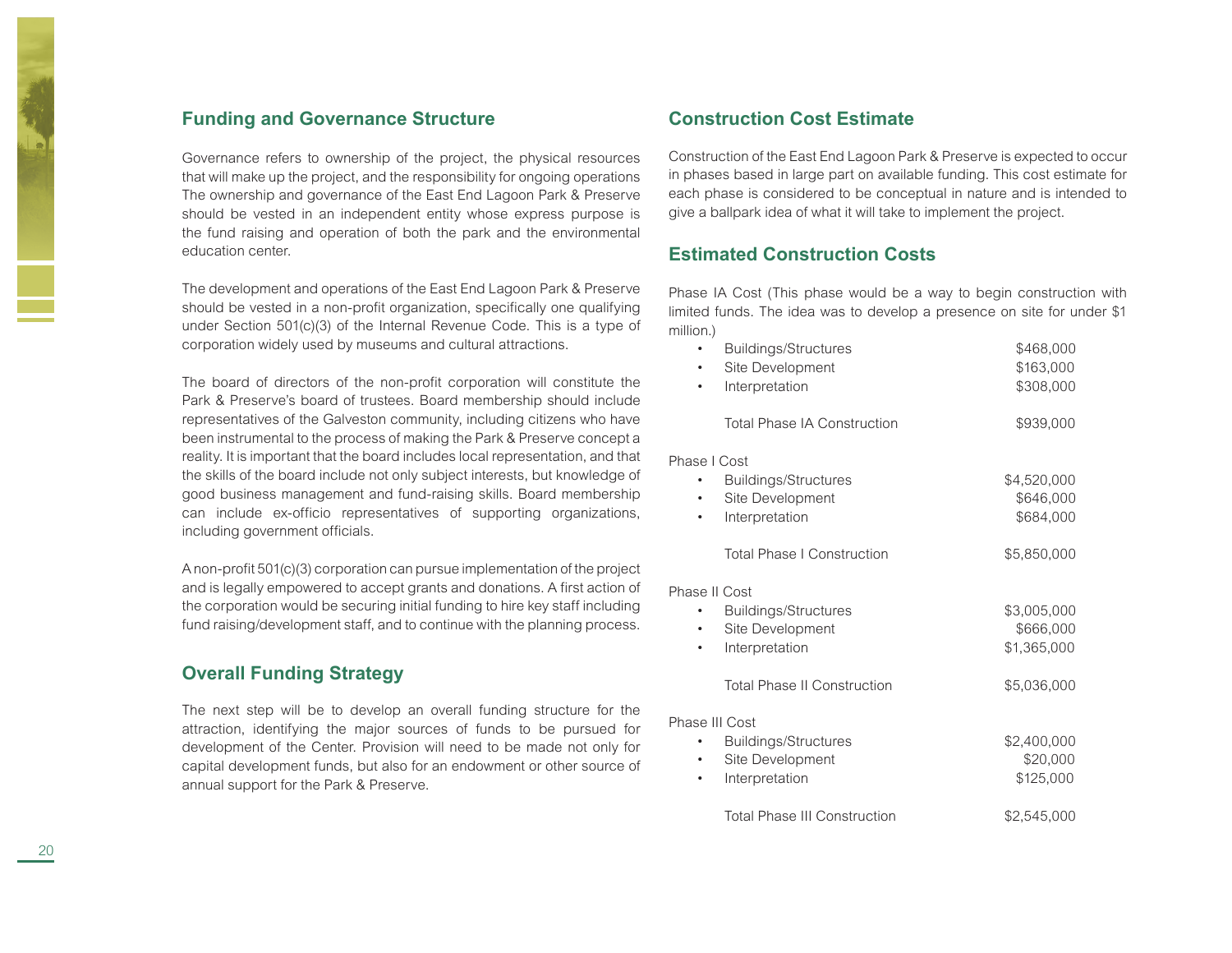## Funding and Governance Structure

Governance refers to ownership of the project, the physical resources that will make up the project, and the responsibility for ongoing operations The ownership and governance of the East End Lagoon Park & Preserve should be vested in an independent entity whose express purpose is the fund raising and operation of both the park and the environmental education center.

The development and operations of the East End Lagoon Park & Preserve should be vested in a non-profit organization, specifically one qualifying under Section 501(c)(3) of the Internal Revenue Code. This is a type of corporation widely used by museums and cultural attractions.

The board of directors of the non-profit corporation will constitute the Park & Preserve's board of trustees. Board membership should include representatives of the Galveston community, including citizens who have been instrumental to the process of making the Park & Preserve concept a reality. It is important that the board includes local representation, and that the skills of the board include not only subject interests, but knowledge of good business management and fund-raising skills. Board membership can include ex-officio representatives of supporting organizations, including government officials.

A non-profit 501(c)(3) corporation can pursue implementation of the project and is legally empowered to accept grants and donations. A first action of the corporation would be securing initial funding to hire key staff including fund raising/development staff, and to continue with the planning process.

## Overall Funding Strategy

The next step will be to develop an overall funding structure for the attraction, identifying the major sources of funds to be pursued for development of the Center. Provision will need to be made not only for capital development funds, but also for an endowment or other source of annual support for the Park & Preserve.

## Construction Cost Estimate

Construction of the East End Lagoon Park & Preserve is expected to occur in phases based in large part on available funding. This cost estimate for each phase is considered to be conceptual in nature and is intended to give a ballpark idea of what it will take to implement the project.

## Estimated Construction Costs

Phase IA Cost (This phase would be a way to begin construction with limited funds. The idea was to develop a presence on site for under $1 million.)

| | |
|---|---|
| • Buildings/Structures | $468,000 |
| • Site Development | $163,000 |
| • Interpretation | $308,000 |
| Total Phase IA Construction | $939,000 |

Phase I Cost

| | |
|---|---|
| • Buildings/Structures | $4,520,000 |
| • Site Development | $646,000 |
| • Interpretation | $684,000 |
| Total Phase I Construction | $5,850,000 |

Phase II Cost

| | |
|---|---|
| • Buildings/Structures | $3,005,000 |
| • Site Development | $666,000 |
| • Interpretation | $1,365,000 |
| Total Phase II Construction | $5,036,000 |

Phase III Cost

| | |
|---|---|
| • Buildings/Structures | $2,400,000 |
| • Site Development | $20,000 |
| • Interpretation | $125,000 |
| Total Phase III Construction | $2,545,000 |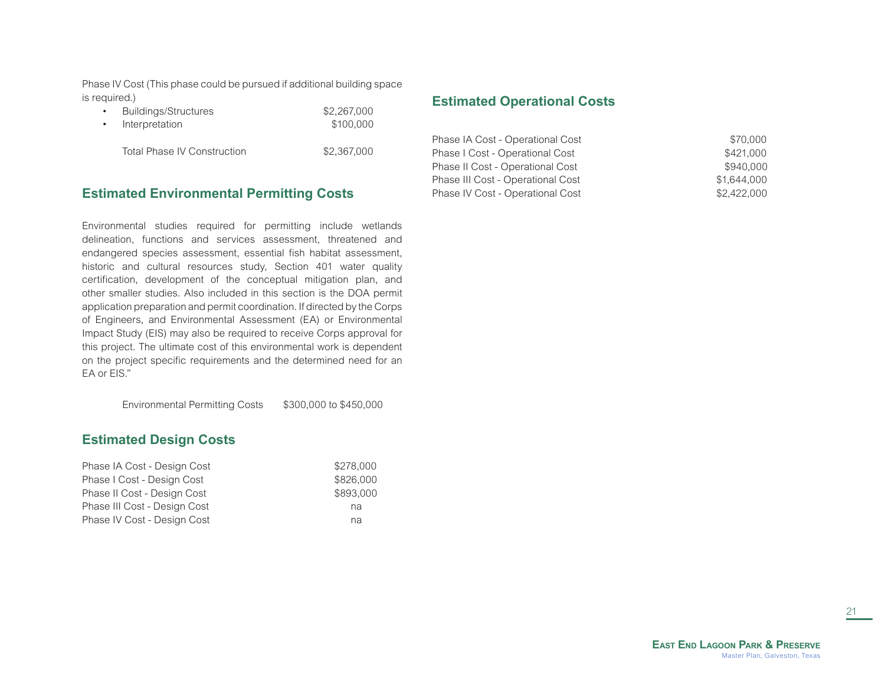Phase IV Cost (This phase could be pursued if additional building space is required.)

| | |
|---|---|
| • Buildings/Structures | $2,267,000 |
| • Interpretation | $100,000 |
| Total Phase IV Construction | $2,367,000 |

## Estimated Environmental Permitting Costs

Environmental studies required for permitting include wetlands delineation, functions and services assessment, threatened and endangered species assessment, essential fish habitat assessment, historic and cultural resources study, Section 401 water quality certification, development of the conceptual mitigation plan, and other smaller studies. Also included in this section is the DOA permit application preparation and permit coordination. If directed by the Corps of Engineers, and Environmental Assessment (EA) or Environmental Impact Study (EIS) may also be required to receive Corps approval for this project. The ultimate cost of this environmental work is dependent on the project specific requirements and the determined need for an EA or EIS."

Environmental Permitting Costs $300,000 to $450,000

## Estimated Design Costs

| | |
|---|---|
| Phase IA Cost - Design Cost | $278,000 |
| Phase I Cost - Design Cost | $826,000 |
| Phase II Cost - Design Cost | $893,000 |
| Phase III Cost - Design Cost | na |
| Phase IV Cost - Design Cost | na |

## Estimated Operational Costs

| | |
|---|---|
| Phase IA Cost - Operational Cost | $70,000 |
| Phase I Cost - Operational Cost | $421,000 |
| Phase II Cost - Operational Cost | $940,000 |
| Phase III Cost - Operational Cost | $1,644,000 |
| Phase IV Cost - Operational Cost | $2,422,000 |